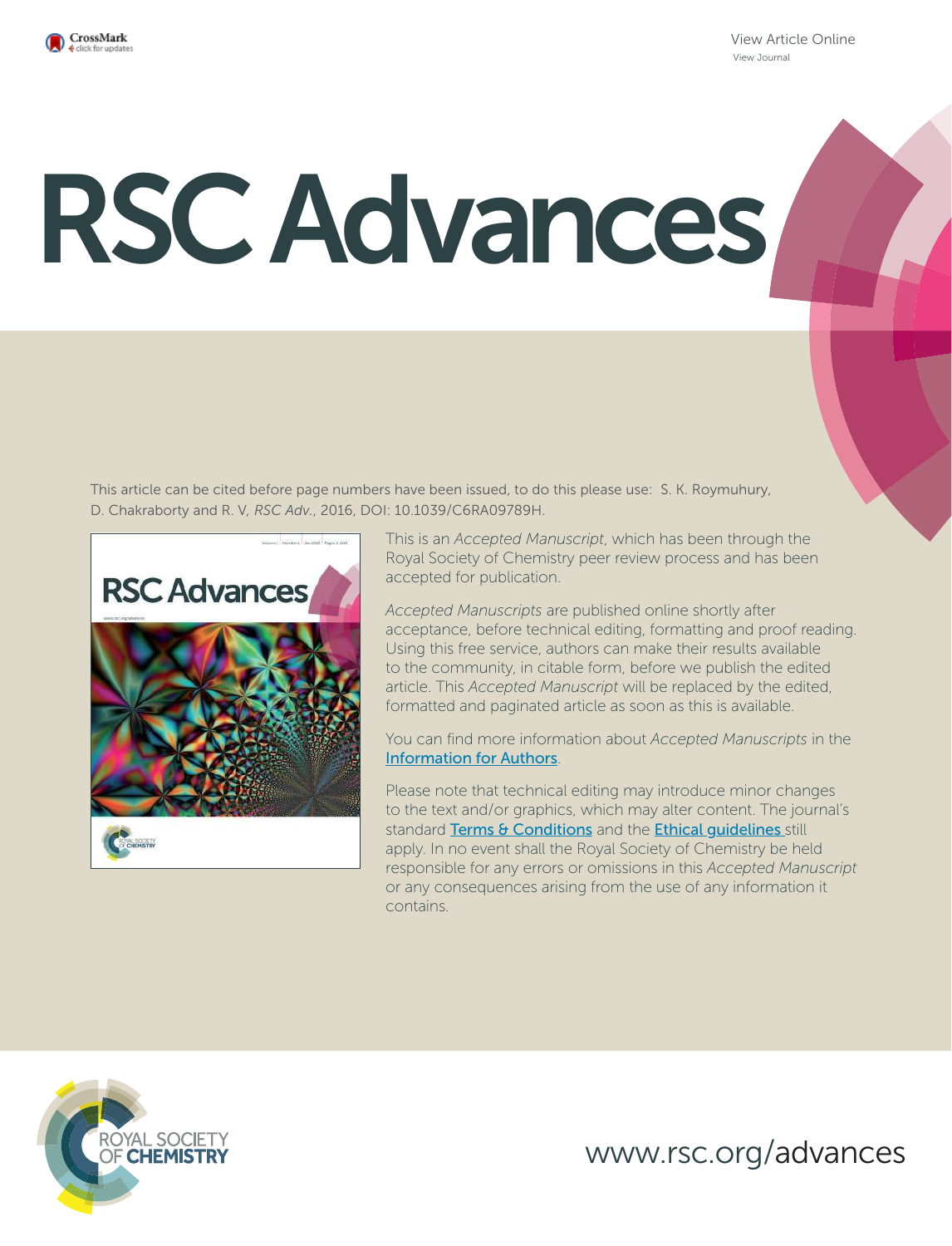View Article Online
View Journal

# RSC Advances

This article can be cited before page numbers have been issued, to do this please use: S. K. Roymuhury, D. Chakraborty and R. V, *RSC Adv.*, 2016, DOI: 10.1039/C6RA09789H.

This is an *Accepted Manuscript*, which has been through the Royal Society of Chemistry peer review process and has been accepted for publication.

*Accepted Manuscripts* are published online shortly after acceptance, before technical editing, formatting and proof reading. Using this free service, authors can make their results available to the community, in citable form, before we publish the edited article. This *Accepted Manuscript* will be replaced by the edited, formatted and paginated article as soon as this is available.

You can find more information about *Accepted Manuscripts* in the Information for Authors.

Please note that technical editing may introduce minor changes to the text and/or graphics, which may alter content. The journal's standard Terms & Conditions and the Ethical guidelines still apply. In no event shall the Royal Society of Chemistry be held responsible for any errors or omissions in this *Accepted Manuscript* or any consequences arising from the use of any information it contains.

ROYAL SOCIETY OF CHEMISTRY

www.rsc.org/advances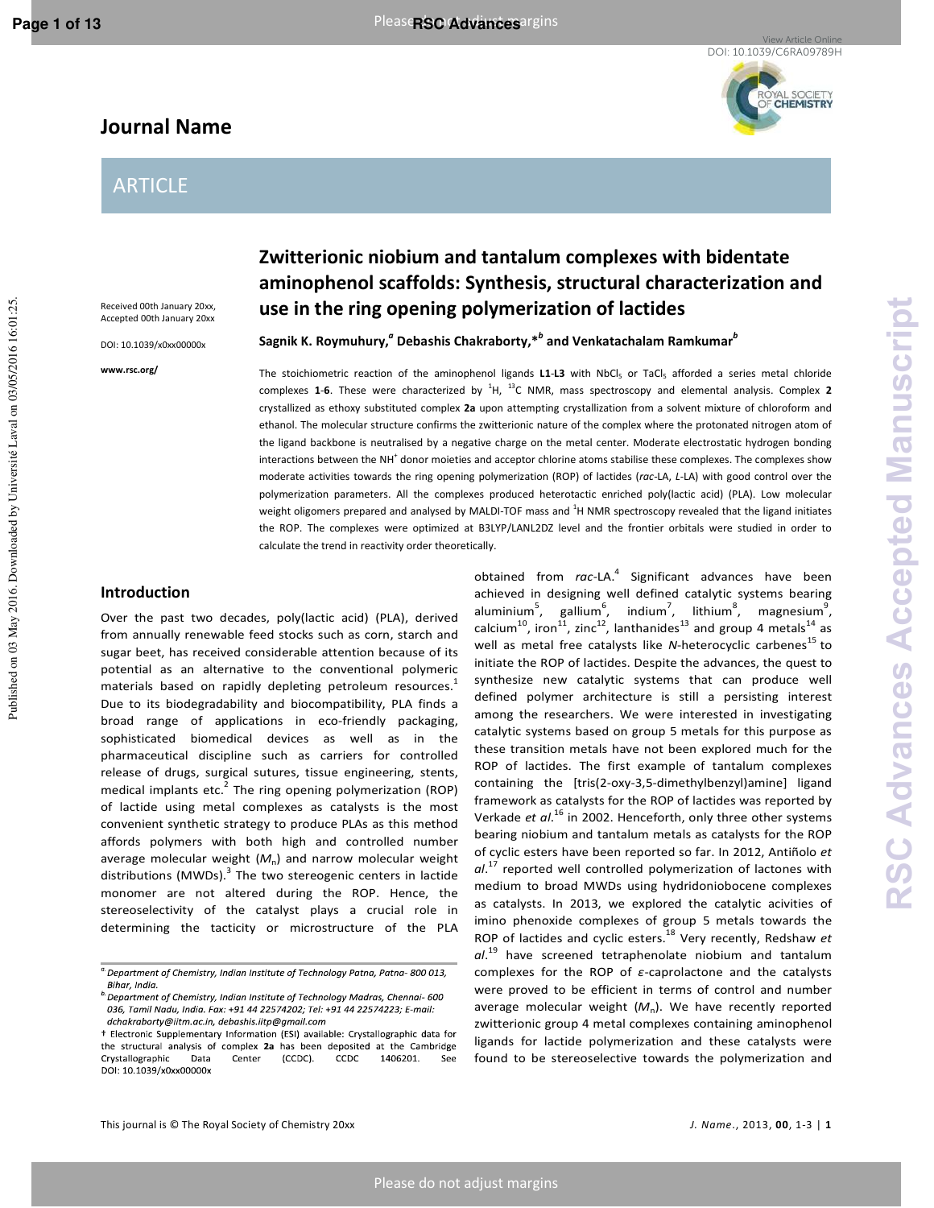# Zwitterionic niobium and tantalum complexes with bidentate aminophenol scaffolds: Synthesis, structural characterization and use in the ring opening polymerization of lactides

Received 00th January 20xx,
Accepted 00th January 20xx

DOI: 10.1039/x0xx00000x

www.rsc.org/

**Sagnik K. Roymuhury,[a] Debashis Chakraborty,*[b] and Venkatachalam Ramkumar[b]**

The stoichiometric reaction of the aminophenol ligands **L1**-**L3** with $NbCl_5$ or $TaCl_5$ afforded a series metal chloride complexes **1**-**6**. These were characterized by $^1$H, $^{13}$C NMR, mass spectroscopy and elemental analysis. Complex **2** crystallized as ethoxy substituted complex **2a** upon attempting crystallization from a solvent mixture of chloroform and ethanol. The molecular structure confirms the zwitterionic nature of the complex where the protonated nitrogen atom of the ligand backbone is neutralised by a negative charge on the metal center. Moderate electrostatic hydrogen bonding interactions between the $NH^+$ donor moieties and acceptor chlorine atoms stabilise these complexes. The complexes show moderate activities towards the ring opening polymerization (ROP) of lactides (*rac*-LA, *L*-LA) with good control over the polymerization parameters. All the complexes produced heterotactic enriched poly(lactic acid) (PLA). Low molecular weight oligomers prepared and analysed by MALDI-TOF mass and $^1$H NMR spectroscopy revealed that the ligand initiates the ROP. The complexes were optimized at B3LYP/LANL2DZ level and the frontier orbitals were studied in order to calculate the trend in reactivity order theoretically.

## Introduction

Over the past two decades, poly(lactic acid) (PLA), derived from annually renewable feed stocks such as corn, starch and sugar beet, has received considerable attention because of its potential as an alternative to the conventional polymeric materials based on rapidly depleting petroleum resources.[1] Due to its biodegradability and biocompatibility, PLA finds a broad range of applications in eco-friendly packaging, sophisticated biomedical devices as well as in the pharmaceutical discipline such as carriers for controlled release of drugs, surgical sutures, tissue engineering, stents, medical implants etc.[2] The ring opening polymerization (ROP) of lactide using metal complexes as catalysts is the most convenient synthetic strategy to produce PLAs as this method affords polymers with both high and controlled number average molecular weight ($M_n$) and narrow molecular weight distributions (MWDs).[3] The two stereogenic centers in lactide monomer are not altered during the ROP. Hence, the stereoselectivity of the catalyst plays a crucial role in determining the tacticity or microstructure of the PLA obtained from *rac*-LA.[4] Significant advances have been achieved in designing well defined catalytic systems bearing aluminium[5], gallium[6], indium[7], lithium[8], magnesium[9], calcium[10], iron[11], zinc[12], lanthanides[13] and group 4 metals[14] as well as metal free catalysts like *N*-heterocyclic carbenes[15] to initiate the ROP of lactides. Despite the advances, the quest to synthesize new catalytic systems that can produce well defined polymer architecture is still a persisting interest among the researchers. We were interested in investigating catalytic systems based on group 5 metals for this purpose as these transition metals have not been explored much for the ROP of lactides. The first example of tantalum complexes containing the [tris(2-oxy-3,5-dimethylbenzyl)amine] ligand framework as catalysts for the ROP of lactides was reported by Verkade *et al*.[16] in 2002. Henceforth, only three other systems bearing niobium and tantalum metals as catalysts for the ROP of cyclic esters have been reported so far. In 2012, Antiñolo *et al*.[17] reported well controlled polymerization of lactones with medium to broad MWDs using hydridoniobocene complexes as catalysts. In 2013, we explored the catalytic acivities of imino phenoxide complexes of group 5 metals towards the ROP of lactides and cyclic esters.[18] Very recently, Redshaw *et al*.[19] have screened tetraphenolate niobium and tantalum complexes for the ROP of ε-caprolactone and the catalysts were proved to be efficient in terms of control and number average molecular weight ($M_n$). We have recently reported zwitterionic group 4 metal complexes containing aminophenol ligands for lactide polymerization and these catalysts were found to be stereoselective towards the polymerization and

---

[a] Department of Chemistry, Indian Institute of Technology Patna, Patna- 800 013, Bihar, India.

[b] Department of Chemistry, Indian Institute of Technology Madras, Chennai- 600 036, Tamil Nadu, India. Fax: +91 44 22574202; Tel: +91 44 22574223; E-mail: dchakraborty@iitm.ac.in, debashis.iitp@gmail.com

† Electronic Supplementary Information (ESI) available: Crystallographic data for the structural analysis of complex **2a** has been deposited at the Cambridge Crystallographic Data Center (CCDC). CCDC 1406201. See DOI: 10.1039/x0xx00000x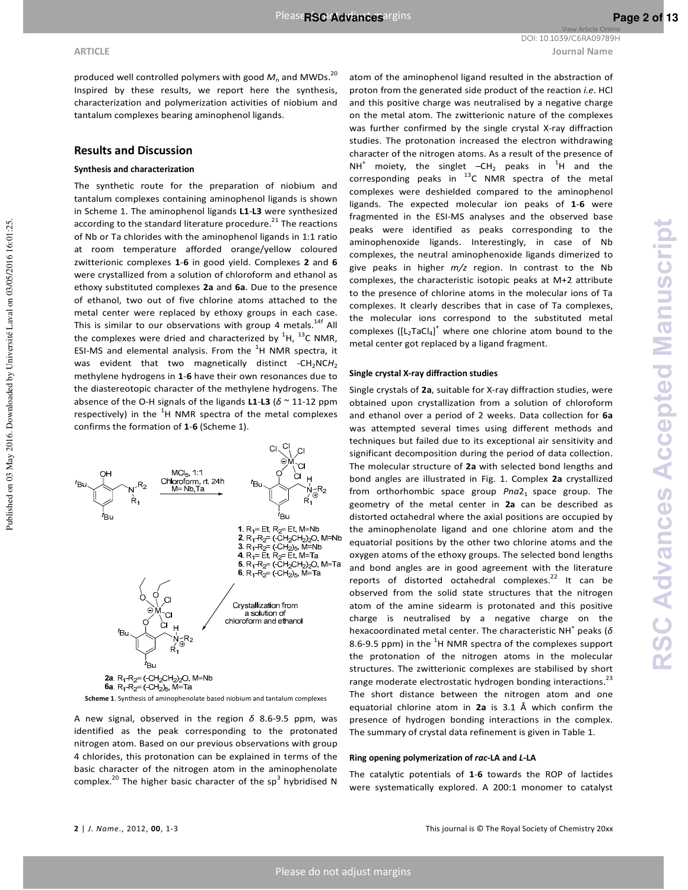produced well controlled polymers with good $M_n$ and MWDs.[20] Inspired by these results, we report here the synthesis, characterization and polymerization activities of niobium and tantalum complexes bearing aminophenol ligands.

## Results and Discussion

### Synthesis and characterization

The synthetic route for the preparation of niobium and tantalum complexes containing aminophenol ligands is shown in Scheme 1. The aminophenol ligands **L1**-**L3** were synthesized according to the standard literature procedure.[21] The reactions of Nb or Ta chlorides with the aminophenol ligands in 1:1 ratio at room temperature afforded orange/yellow coloured zwitterionic complexes **1**-**6** in good yield. Complexes **2** and **6** were crystallized from a solution of chloroform and ethanol as ethoxy substituted complexes **2a** and **6a**. Due to the presence of ethanol, two out of five chlorine atoms attached to the metal center were replaced by ethoxy groups in each case. This is similar to our observations with group 4 metals.[14f] All the complexes were dried and characterized by $^1$H, $^{13}$C NMR, ESI-MS and elemental analysis. From the $^1$H NMR spectra, it was evident that two magnetically distinct -$CH_2NCH_2$ methylene hydrogens in **1**-**6** have their own resonances due to the diastereotopic character of the methylene hydrogens. The absence of the O-H signals of the ligands **L1**-**L3** ($\delta$ ~ 11-12 ppm respectively) in the $^1$H NMR spectra of the metal complexes confirms the formation of **1**-**6** (Scheme 1).

**Scheme 1**. Synthesis of aminophenolate based niobium and tantalum complexes

A new signal, observed in the region $\delta$ 8.6-9.5 ppm, was identified as the peak corresponding to the protonated nitrogen atom. Based on our previous observations with group 4 chlorides, this protonation can be explained in terms of the basic character of the nitrogen atom in the aminophenol complex.[20] The higher basic character of the sp$^3$ hybridised N atom of the aminophenol ligand resulted in the abstraction of proton from the generated side product of the reaction *i.e*. HCl and this positive charge was neutralised by a negative charge on the metal atom. The zwitterionic nature of the complexes was further confirmed by the single crystal X-ray diffraction studies. The protonation increased the electron withdrawing character of the nitrogen atoms. As a result of the presence of $NH^+$ moiety, the singlet –$CH_2$ peaks in $^1$H and the corresponding peaks in $^{13}$C NMR spectra of the metal complexes were deshielded compared to the aminophenol ligands. The expected molecular ion peaks of **1**-**6** were fragmented in the ESI-MS analyses and the observed base peaks were identified as peaks corresponding to the aminophenoxide ligands. Interestingly, in case of Nb complexes, the neutral aminophenoxide ligands dimerized to give peaks in higher *m/z* region. In contrast to the Nb complexes, the characteristic isotopic peaks at M+2 attribute to the presence of chlorine atoms in the molecular ions of Ta complexes. It clearly describes that in case of Ta complexes, the molecular ions correspond to the substituted metal complexes ($[L_2TaCl_4]^+$ where one chlorine atom bound to the metal center got replaced by a ligand fragment.

### Single crystal X-ray diffraction studies

Single crystals of **2a**, suitable for X-ray diffraction studies, were obtained upon crystallization from a solution of chloroform and ethanol over a period of 2 weeks. Data collection for **6a** was attempted several times using different methods and techniques but failed due to its exceptional air sensitivity and significant decomposition during the period of data collection. The molecular structure of **2a** with selected bond lengths and bond angles are illustrated in Fig. 1. Complex **2a** crystallized from orthorhombic space group $Pna2_1$ space group. The geometry of the metal center in **2a** can be described as distorted octahedral where the axial positions are occupied by the aminophenolate ligand and one chlorine atom and the equatorial positions by the other two chlorine atoms and the oxygen atoms of the ethoxy groups. The selected bond lengths and bond angles are in good agreement with the literature reports of distorted octahedral complexes.[22] It can be observed from the solid state structures that the nitrogen atom of the amine sidearm is protonated and this positive charge is neutralised by a negative charge on the hexacoordinated metal center. The characteristic $NH^+$ peaks ($\delta$ 8.6-9.5 ppm) in the $^1$H NMR spectra of the complexes support the protonation of the nitrogen atoms in the molecular structures. The zwitterionic complexes are stabilised by short range moderate electrostatic hydrogen bonding interactions.[23] The short distance between the nitrogen atom and one equatorial chlorine atom in **2a** is 3.1 Å which confirm the presence of hydrogen bonding interactions in the complex. The summary of crystal data refinement is given in Table 1.

### Ring opening polymerization of *rac*-LA and *L*-LA

The catalytic potentials of **1**-**6** towards the ROP of lactides were systematically explored. A 200:1 monomer to catalyst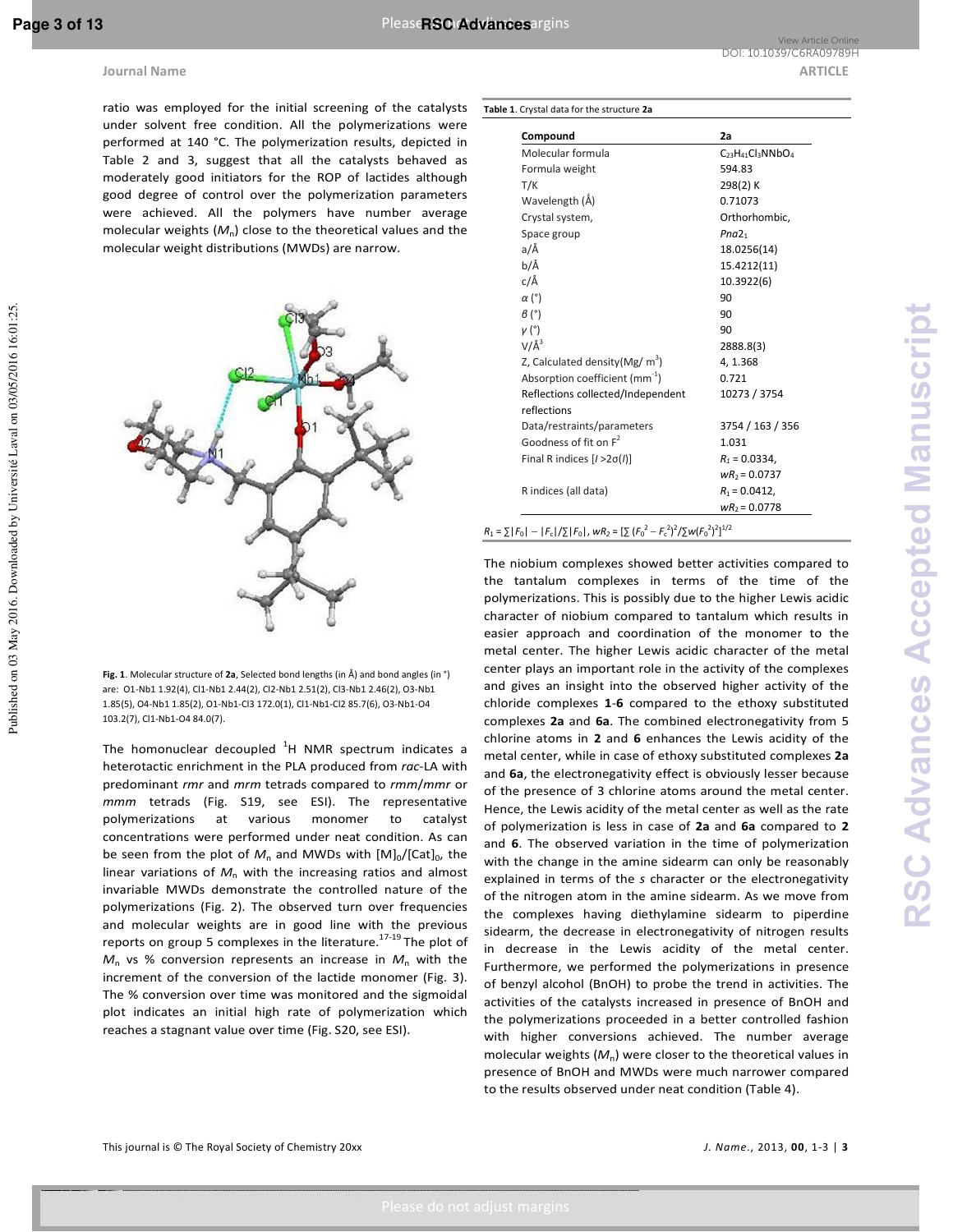ratio was employed for the initial screening of the catalysts under solvent free condition. All the polymerizations were performed at 140 °C. The polymerization results, depicted in Table 2 and 3, suggest that all the catalysts behaved as moderately good initiators for the ROP of lactides although good degree of control over the polymerization parameters were achieved. All the polymers have number average molecular weights ($M_n$) close to the theoretical values and the molecular weight distributions (MWDs) are narrow.

**Fig. 1**. Molecular structure of **2a**, Selected bond lengths (in Å) and bond angles (in °) are: O1-Nb1 1.92(4), Cl1-Nb1 2.44(2), Cl2-Nb1 2.51(2), Cl3-Nb1 2.46(2), O3-Nb1 1.85(5), O4-Nb1 1.85(2), O1-Nb1-Cl3 172.0(1), Cl1-Nb1-Cl2 85.7(6), O3-Nb1-O4 103.2(7), Cl1-Nb1-O4 84.0(7).

The homonuclear decoupled $^1$H NMR spectrum indicates a heterotactic enrichment in the PLA produced from *rac*-LA with predominant *rmr* and *mrm* tetrads compared to *rmm*/*mmr* or *mmm* tetrads (Fig. S19, see ESI). The representative polymerizations at various monomer to catalyst concentrations were performed under neat condition. As can be seen from the plot of $M_n$ and MWDs with $[M]_0/[Cat]_0$, the linear variations of $M_n$ with the increasing ratios and almost invariable MWDs demonstrate the controlled nature of the polymerizations (Fig. 2). The observed turn over frequencies and molecular weights are in good line with the previous reports on group 5 complexes in the literature.[17-19] The plot of $M_n$ vs % conversion represents an increase in $M_n$ with the increment of the conversion of the lactide monomer (Fig. 3). The % conversion over time was monitored and the sigmoidal plot indicates an initial high rate of polymerization which reaches a stagnant value over time (Fig. S20, see ESI).

**Table 1**. Crystal data for the structure **2a**

| Compound | 2a |
|---|---|
| Molecular formula | $C_{23}H_{41}Cl_3NNbO_4$ |
| Formula weight | 594.83 |
| T/K | 298(2) K |
| Wavelength (Å) | 0.71073 |
| Crystal system, | Orthorhombic, |
| Space group | *Pna*2$_1$ |
| a/Å | 18.0256(14) |
| b/Å | 15.4212(11) |
| c/Å | 10.3922(6) |
| α (°) | 90 |
| β (°) | 90 |
| γ (°) | 90 |
| V/Å$^3$ | 2888.8(3) |
| Z, Calculated density(Mg/ m$^3$) | 4, 1.368 |
| Absorption coefficient (mm$^{-1}$) | 0.721 |
| Reflections collected/Independent reflections | 10273 / 3754 |
| Data/restraints/parameters | 3754 / 163 / 356 |
| Goodness of fit on F$^2$ | 1.031 |
| Final R indices [$I > 2\sigma(I)$] | $R_1 = 0.0334$, $wR_2 = 0.0737$ |
| R indices (all data) | $R_1 = 0.0412$, $wR_2 = 0.0778$ |

$R_1 = \sum|F_0| - |F_c|/\sum|F_0|$, $wR_2 = [\sum(F_0^2 - F_c^2)^2/\sum w(F_0^2)^2]^{1/2}$

The niobium complexes showed better activities compared to the tantalum complexes in terms of the time of the polymerizations. This is possibly due to the higher Lewis acidic character of niobium compared to tantalum which results in easier approach and coordination of the monomer to the metal center. The higher Lewis acidic character of the metal center plays an important role in the activity of the complexes and gives an insight into the observed higher activity of the chloride complexes **1**-**6** compared to the ethoxy substituted complexes **2a** and **6a**. The combined electronegativity from 5 chlorine atoms in **2** and **6** enhances the Lewis acidity of the metal center, while in case of ethoxy substituted complexes **2a** and **6a**, the electronegativity effect is obviously lesser because of the presence of 3 chlorine atoms around the metal center. Hence, the Lewis acidity of the metal center as well as the rate of polymerization is less in case of **2a** and **6a** compared to **2** and **6**. The observed variation in the time of polymerization with the change in the amine sidearm can only be reasonably explained in terms of the *s* character or the electronegativity of the nitrogen atom in the amine sidearm. As we move from the complexes having diethylamine sidearm to piperdine sidearm, the decrease in electronegativity of nitrogen results in decrease in the Lewis acidity of the metal center. Furthermore, we performed the polymerizations in presence of benzyl alcohol (BnOH) to probe the trend in activities. The activities of the catalysts increased in presence of BnOH and the polymerizations proceeded in a better controlled fashion with higher conversions achieved. The number average molecular weights ($M_n$) were closer to the theoretical values in presence of BnOH and MWDs were much narrower compared to the results observed under neat condition (Table 4).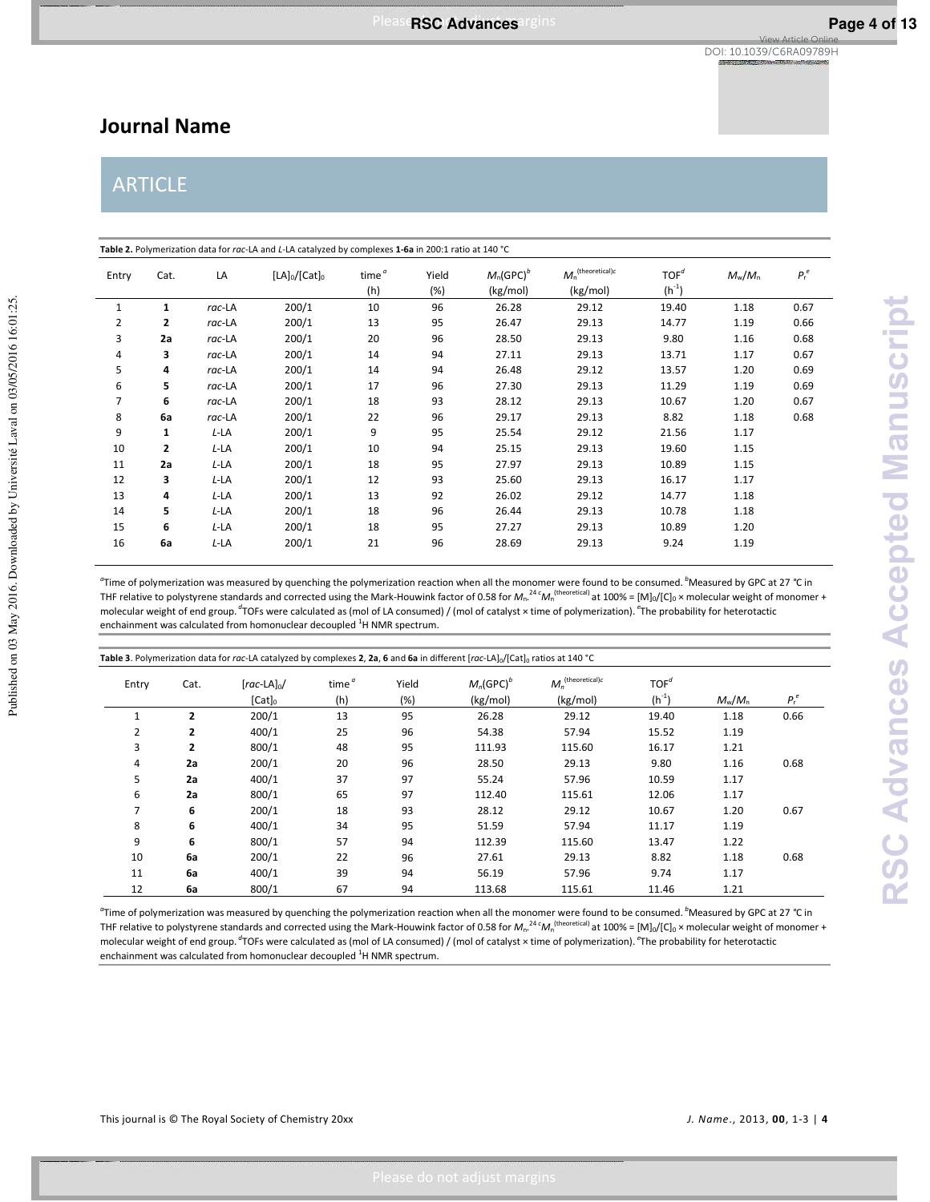**Table 2.** Polymerization data for *rac*-LA and *L*-LA catalyzed by complexes **1-6a** in 200:1 ratio at 140 °C

| Entry | Cat. | LA | $[LA]_0/[Cat]_0$ | time [a] (h) | Yield (%) | $M_n$(GPC) [b] (kg/mol) | $M_n^{(theoretical)c}$ (kg/mol) | TOF [d] ($h^{-1}$) | $M_w/M_n$ | $P_r$ [e] |
|---|---|---|---|---|---|---|---|---|---|---|
| 1 | **1** | *rac*-LA | 200/1 | 10 | 96 | 26.28 | 29.12 | 19.40 | 1.18 | 0.67 |
| 2 | **2** | *rac*-LA | 200/1 | 13 | 95 | 26.47 | 29.13 | 14.77 | 1.19 | 0.66 |
| 3 | **2a** | *rac*-LA | 200/1 | 20 | 96 | 28.50 | 29.13 | 9.80 | 1.16 | 0.68 |
| 4 | **3** | *rac*-LA | 200/1 | 14 | 94 | 27.11 | 29.13 | 13.71 | 1.17 | 0.67 |
| 5 | **4** | *rac*-LA | 200/1 | 14 | 94 | 26.48 | 29.12 | 13.57 | 1.20 | 0.69 |
| 6 | **5** | *rac*-LA | 200/1 | 17 | 96 | 27.30 | 29.13 | 11.29 | 1.19 | 0.69 |
| 7 | **6** | *rac*-LA | 200/1 | 18 | 93 | 28.12 | 29.13 | 10.67 | 1.20 | 0.67 |
| 8 | **6a** | *rac*-LA | 200/1 | 22 | 96 | 29.17 | 29.13 | 8.82 | 1.18 | 0.68 |
| 9 | **1** | *L*-LA | 200/1 | 9 | 95 | 25.54 | 29.12 | 21.56 | 1.17 | |
| 10 | **2** | *L*-LA | 200/1 | 10 | 94 | 25.15 | 29.13 | 19.60 | 1.15 | |
| 11 | **2a** | *L*-LA | 200/1 | 18 | 95 | 27.97 | 29.13 | 10.89 | 1.15 | |
| 12 | **3** | *L*-LA | 200/1 | 12 | 93 | 25.60 | 29.13 | 16.17 | 1.17 | |
| 13 | **4** | *L*-LA | 200/1 | 13 | 92 | 26.02 | 29.12 | 14.77 | 1.18 | |
| 14 | **5** | *L*-LA | 200/1 | 18 | 96 | 26.44 | 29.13 | 10.78 | 1.18 | |
| 15 | **6** | *L*-LA | 200/1 | 18 | 95 | 27.27 | 29.13 | 10.89 | 1.20 | |
| 16 | **6a** | *L*-LA | 200/1 | 21 | 96 | 28.69 | 29.13 | 9.24 | 1.19 | |

[a]Time of polymerization was measured by quenching the polymerization reaction when all the monomer were found to be consumed. [b]Measured by GPC at 27 °C in THF relative to polystyrene standards and corrected using the Mark-Houwink factor of 0.58 for $M_n$.[24] [c]$M_n^{(theoretical)}$ at 100% = $[M]_0/[C]_0$ × molecular weight of monomer + molecular weight of end group. [d]TOFs were calculated as (mol of LA consumed) / (mol of catalyst × time of polymerization). [e]The probability for heterotactic enchainment was calculated from homonuclear decoupled $^1$H NMR spectrum.

**Table 3**. Polymerization data for *rac*-LA catalyzed by complexes **2**, **2a**, **6** and **6a** in different $[rac\text{-LA}]_0/[Cat]_0$ ratios at 140 °C

| Entry | Cat. | $[rac\text{-LA}]_0/[Cat]_0$ | time [a] (h) | Yield (%) | $M_n$(GPC) [b] (kg/mol) | $M_n^{(theoretical)c}$ (kg/mol) | TOF [d] ($h^{-1}$) | $M_w/M_n$ | $P_r$ [e] |
|---|---|---|---|---|---|---|---|---|---|
| 1 | **2** | 200/1 | 13 | 95 | 26.28 | 29.12 | 19.40 | 1.18 | 0.66 |
| 2 | **2** | 400/1 | 25 | 96 | 54.38 | 57.94 | 15.52 | 1.19 | |
| 3 | **2** | 800/1 | 48 | 95 | 111.93 | 115.60 | 16.17 | 1.21 | |
| 4 | **2a** | 200/1 | 20 | 96 | 28.50 | 29.13 | 9.80 | 1.16 | 0.68 |
| 5 | **2a** | 400/1 | 37 | 97 | 55.24 | 57.96 | 10.59 | 1.17 | |
| 6 | **2a** | 800/1 | 65 | 97 | 112.40 | 115.61 | 12.06 | 1.17 | |
| 7 | **6** | 200/1 | 18 | 93 | 28.12 | 29.12 | 10.67 | 1.20 | 0.67 |
| 8 | **6** | 400/1 | 34 | 95 | 51.59 | 57.94 | 11.17 | 1.19 | |
| 9 | **6** | 800/1 | 57 | 94 | 112.39 | 115.60 | 13.47 | 1.22 | |
| 10 | **6a** | 200/1 | 22 | 96 | 27.61 | 29.13 | 8.82 | 1.18 | 0.68 |
| 11 | **6a** | 400/1 | 39 | 94 | 56.19 | 57.96 | 9.74 | 1.17 | |
| 12 | **6a** | 800/1 | 67 | 94 | 113.68 | 115.61 | 11.46 | 1.21 | |

[a]Time of polymerization was measured by quenching the polymerization reaction when all the monomer were found to be consumed. [b]Measured by GPC at 27 °C in THF relative to polystyrene standards and corrected using the Mark-Houwink factor of 0.58 for $M_n$.[24] [c]$M_n^{(theoretical)}$ at 100% = $[M]_0/[C]_0$ × molecular weight of monomer + molecular weight of end group. [d]TOFs were calculated as (mol of LA consumed) / (mol of catalyst × time of polymerization). [e]The probability for heterotactic enchainment was calculated from homonuclear decoupled $^1$H NMR spectrum.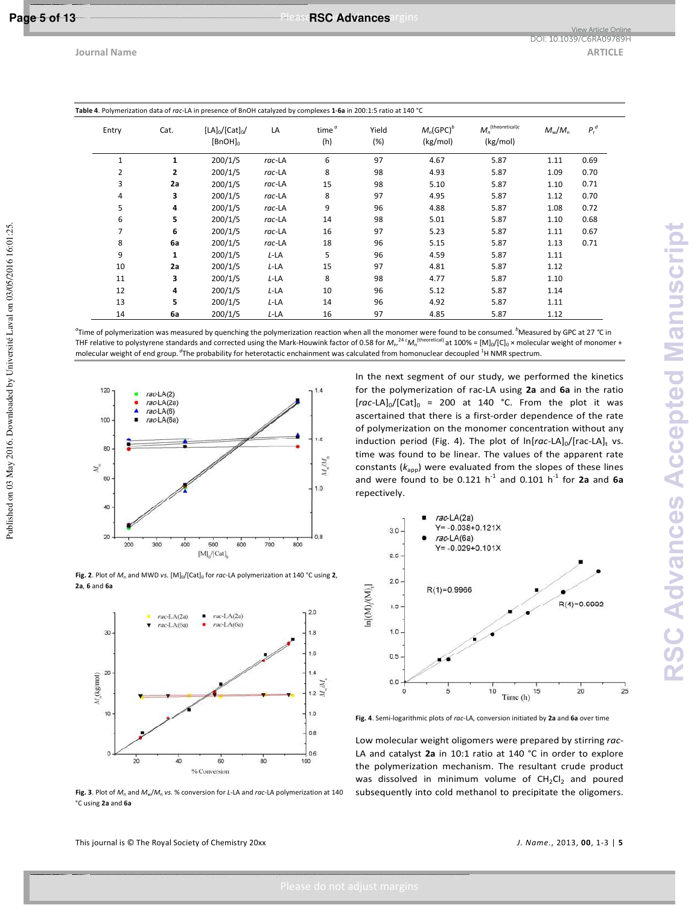**Table 4**. Polymerization data of *rac*-LA in presence of BnOH catalyzed by complexes **1**-**6a** in 200:1:5 ratio at 140 °C

| Entry | Cat. | $[LA]_0/[Cat]_0/[BnOH]_0$ | LA | time[a] (h) | Yield (%) | $M_n$(GPC)[b] (kg/mol) | $M_n^{(theoretical)c}$ (kg/mol) | $M_w/M_n$ | $P_r^d$ |
|---|---|---|---|---|---|---|---|---|---|
| 1 | **1** | 200/1/5 | *rac*-LA | 6 | 97 | 4.67 | 5.87 | 1.11 | 0.69 |
| 2 | **2** | 200/1/5 | *rac*-LA | 8 | 98 | 4.93 | 5.87 | 1.09 | 0.70 |
| 3 | **2a** | 200/1/5 | *rac*-LA | 15 | 98 | 5.10 | 5.87 | 1.10 | 0.71 |
| 4 | **3** | 200/1/5 | *rac*-LA | 8 | 97 | 4.95 | 5.87 | 1.12 | 0.70 |
| 5 | **4** | 200/1/5 | *rac*-LA | 9 | 96 | 4.88 | 5.87 | 1.08 | 0.72 |
| 6 | **5** | 200/1/5 | *rac*-LA | 14 | 98 | 5.01 | 5.87 | 1.10 | 0.68 |
| 7 | **6** | 200/1/5 | *rac*-LA | 16 | 97 | 5.23 | 5.87 | 1.11 | 0.67 |
| 8 | **6a** | 200/1/5 | *rac*-LA | 18 | 96 | 5.15 | 5.87 | 1.13 | 0.71 |
| 9 | **1** | 200/1/5 | *L*-LA | 5 | 96 | 4.59 | 5.87 | 1.11 | |
| 10 | **2a** | 200/1/5 | *L*-LA | 15 | 97 | 4.81 | 5.87 | 1.12 | |
| 11 | **3** | 200/1/5 | *L*-LA | 8 | 98 | 4.77 | 5.87 | 1.10 | |
| 12 | **4** | 200/1/5 | *L*-LA | 10 | 96 | 5.12 | 5.87 | 1.14 | |
| 13 | **5** | 200/1/5 | *L*-LA | 14 | 96 | 4.92 | 5.87 | 1.11 | |
| 14 | **6a** | 200/1/5 | *L*-LA | 16 | 97 | 4.85 | 5.87 | 1.12 | |

[a]Time of polymerization was measured by quenching the polymerization reaction when all the monomer were found to be consumed. [b]Measured by GPC at 27 °C in THF relative to polystyrene standards and corrected using the Mark-Houwink factor of 0.58 for $M_n$.[24] [c]$M_n^{(theoretical)}$ at 100% = $[M]_0/[C]_0$ × molecular weight of monomer + molecular weight of end group. [d]The probability for heterotactic enchainment was calculated from homonuclear decoupled $^1$H NMR spectrum.

**Fig. 2**. Plot of $M_n$ and MWD *vs.* $[M]_0/[Cat]_0$ for *rac*-LA polymerization at 140 °C using **2**, **2a**, **6** and **6a**

**Fig. 3**. Plot of $M_n$ and $M_w/M_n$ *vs.* % conversion for *L*-LA and *rac*-LA polymerization at 140 °C using **2a** and **6a**

In the next segment of our study, we performed the kinetics for the polymerization of rac-LA using **2a** and **6a** in the ratio $[rac\text{-LA}]_0/[Cat]_0$ = 200 at 140 °C. From the plot it was ascertained that there is a first-order dependence of the rate of polymerization on the monomer concentration without any induction period (Fig. 4). The plot of $\ln[rac\text{-LA}]_0/[rac\text{-LA}]_t$ vs. time was found to be linear. The values of the apparent rate constants ($k_{app}$) were evaluated from the slopes of these lines and were found to be 0.121 $h^{-1}$ and 0.101 $h^{-1}$ for **2a** and **6a** repectively.

**Fig. 4**. Semi-logarithmic plots of *rac*-LA, conversion initiated by **2a** and **6a** over time

Low molecular weight oligomers were prepared by stirring *rac*-LA and catalyst **2a** in 10:1 ratio at 140 °C in order to explore the polymerization mechanism. The resultant crude product was dissolved in minimum volume of $CH_2Cl_2$ and poured subsequently into cold methanol to precipitate the oligomers.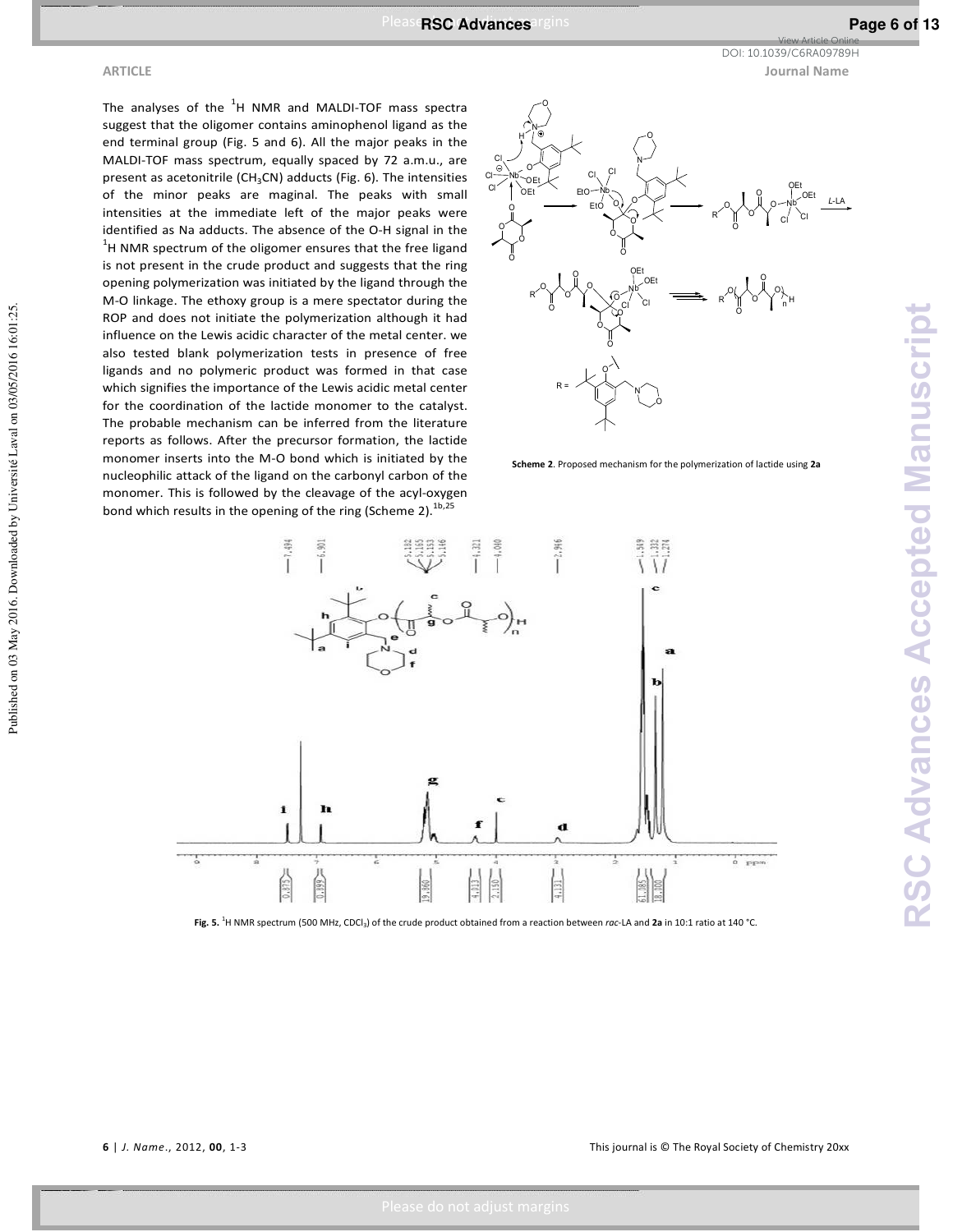The analyses of the $^{1}$H NMR and MALDI-TOF mass spectra suggest that the oligomer contains aminophenol ligand as the end terminal group (Fig. 5 and 6). All the major peaks in the MALDI-TOF mass spectrum, equally spaced by 72 a.m.u., are present as acetonitrile ($CH_3CN$) adducts (Fig. 6). The intensities of the minor peaks are maginal. The peaks with small intensities at the immediate left of the major peaks were identified as Na adducts. The absence of the O-H signal in the $^{1}$H NMR spectrum of the oligomer ensures that the free ligand is not present in the crude product and suggests that the ring opening polymerization was initiated by the ligand through the M-O linkage. The ethoxy group is a mere spectator during the ROP and does not initiate the polymerization although it had influence on the Lewis acidic character of the metal center. we also tested blank polymerization tests in presence of free ligands and no polymeric product was formed in that case which signifies the importance of the Lewis acidic metal center for the coordination of the lactide monomer to the catalyst. The probable mechanism can be inferred from the literature reports as follows. After the precursor formation, the lactide monomer inserts into the M-O bond which is initiated by the nucleophilic attack of the ligand on the carbonyl carbon of the monomer. This is followed by the cleavage of the acyl-oxygen bond which results in the opening of the ring (Scheme 2).[1b,25]

**Scheme 2**. Proposed mechanism for the polymerization of lactide using **2a**

**Fig. 5.** $^{1}$H NMR spectrum (500 MHz, $CDCl_3$) of the crude product obtained from a reaction between *rac*-LA and **2a** in 10:1 ratio at 140 °C.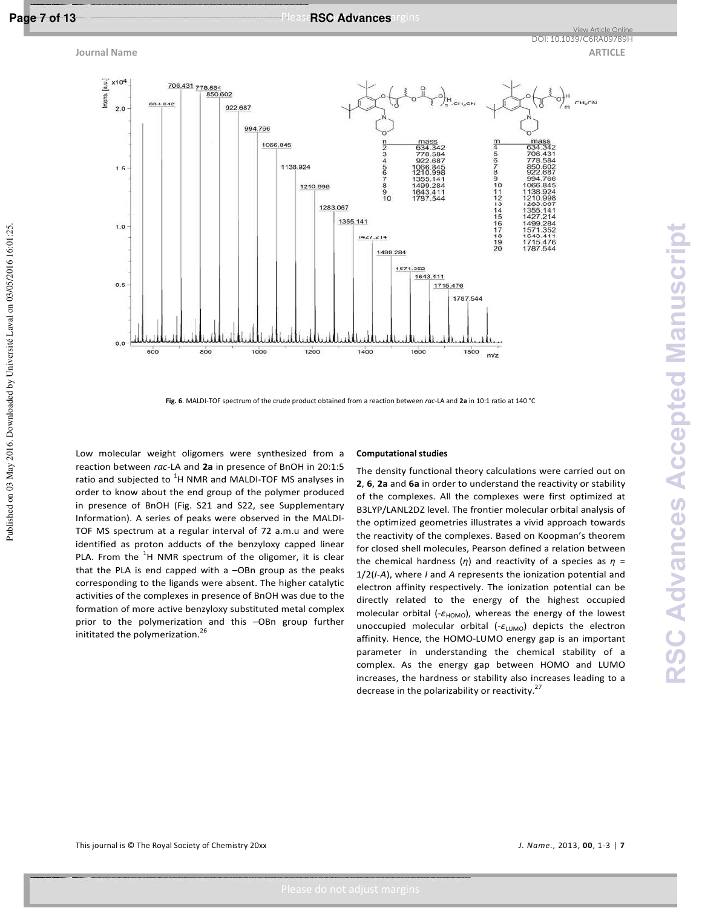**Fig. 6**. MALDI-TOF spectrum of the crude product obtained from a reaction between *rac*-LA and **2a** in 10:1 ratio at 140 °C

Low molecular weight oligomers were synthesized from a reaction between *rac*-LA and **2a** in presence of BnOH in 20:1:5 ratio and subjected to $^{1}$H NMR and MALDI-TOF MS analyses in order to know about the end group of the polymer produced in presence of BnOH (Fig. S21 and S22, see Supplementary Information). A series of peaks were observed in the MALDI-TOF MS spectrum at a regular interval of 72 a.m.u and were identified as proton adducts of the benzyloxy capped linear PLA. From the $^{1}$H NMR spectrum of the oligomer, it is clear that the PLA is end capped with a –OBn group as the peaks corresponding to the ligands were absent. The higher catalytic activities of the complexes in presence of BnOH was due to the formation of more active benzyloxy substituted metal complex prior to the polymerization and this –OBn group further inititated the polymerization.[26]

### Computational studies

The density functional theory calculations were carried out on **2**, **6**, **2a** and **6a** in order to understand the reactivity or stability of the complexes. All the complexes were first optimized at B3LYP/LANL2DZ level. The frontier molecular orbital analysis of the optimized geometries illustrates a vivid approach towards the reactivity of the complexes. Based on Koopman's theorem for closed shell molecules, Pearson defined a relation between the chemical hardness ($\eta$) and reactivity of a species as $\eta = 1/2(I\text{-}A)$, where $I$ and $A$ represents the ionization potential and electron affinity respectively. The ionization potential can be directly related to the energy of the highest occupied molecular orbital ($-\varepsilon_{HOMO}$), whereas the energy of the lowest unoccupied molecular orbital ($-\varepsilon_{LUMO}$) depicts the electron affinity. Hence, the HOMO-LUMO energy gap is an important parameter in understanding the chemical stability of a complex. As the energy gap between HOMO and LUMO increases, the hardness or stability also increases leading to a decrease in the polarizability or reactivity.[27]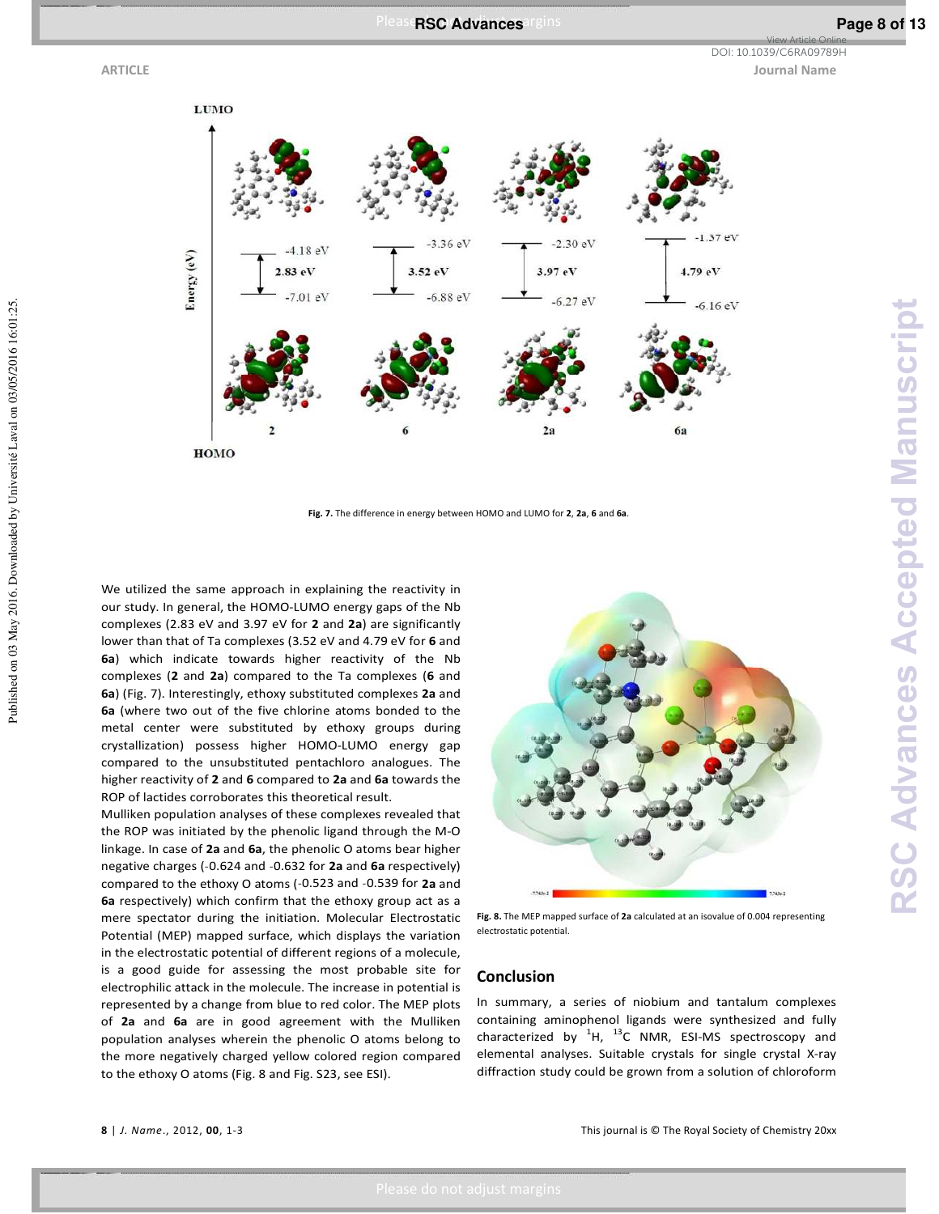Fig. 7. The difference in energy between HOMO and LUMO for **2**, **2a**, **6** and **6a**.

We utilized the same approach in explaining the reactivity in our study. In general, the HOMO-LUMO energy gaps of the Nb complexes (2.83 eV and 3.97 eV for **2** and **2a**) are significantly lower than that of Ta complexes (3.52 eV and 4.79 eV for **6** and **6a**) which indicate towards higher reactivity of the Nb complexes (**2** and **2a**) compared to the Ta complexes (**6** and **6a**) (Fig. 7). Interestingly, ethoxy substituted complexes **2a** and **6a** (where two out of the five chlorine atoms bonded to the metal center were substituted by ethoxy groups during crystallization) possess higher HOMO-LUMO energy gap compared to the unsubstituted pentachloro analogues. The higher reactivity of **2** and **6** compared to **2a** and **6a** towards the ROP of lactides corroborates this theoretical result.

Mulliken population analyses of these complexes revealed that the ROP was initiated by the phenolic ligand through the M-O linkage. In case of **2a** and **6a**, the phenolic O atoms bear higher negative charges (-0.624 and -0.632 for **2a** and **6a** respectively) compared to the ethoxy O atoms (-0.523 and -0.539 for **2a** and **6a** respectively) which confirm that the ethoxy group act as a mere spectator during the initiation. Molecular Electrostatic Potential (MEP) mapped surface, which displays the variation in the electrostatic potential of different regions of a molecule, is a good guide for assessing the most probable site for electrophilic attack in the molecule. The increase in potential is represented by a change from blue to red color. The MEP plots of **2a** and **6a** are in good agreement with the Mulliken population analyses wherein the phenolic O atoms belong to the more negatively charged yellow colored region compared to the ethoxy O atoms (Fig. 8 and Fig. S23, see ESI).

Fig. 8. The MEP mapped surface of **2a** calculated at an isovalue of 0.004 representing electrostatic potential.

## Conclusion

In summary, a series of niobium and tantalum complexes containing aminophenol ligands were synthesized and fully characterized by $^{1}H$, $^{13}C$ NMR, ESI-MS spectroscopy and elemental analyses. Suitable crystals for single crystal X-ray diffraction study could be grown from a solution of chloroform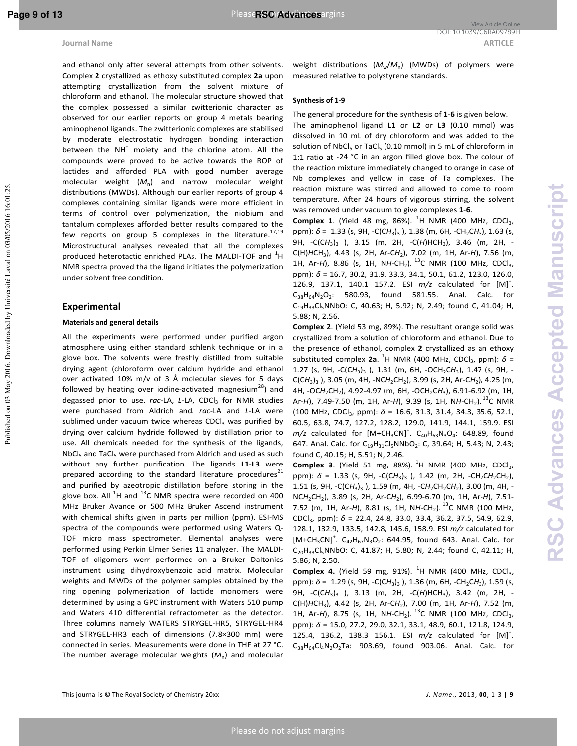and ethanol only after several attempts from other solvents. Complex **2** crystallized as ethoxy substituted complex **2a** upon attempting crystallization from the solvent mixture of chloroform and ethanol. The molecular structure showed that the complex possessed a similar zwitterionic character as observed for our earlier reports on group 4 metals bearing aminophenol ligands. The zwitterionic complexes are stabilised by moderate electrostatic hydrogen bonding interaction between the $NH^+$ moiety and the chlorine atom. All the compounds were proved to be active towards the ROP of lactides and afforded PLA with good number average molecular weight ($M_n$) and narrow molecular weight distributions (MWDs). Although our earlier reports of group 4 complexes containing similar ligands were more efficient in terms of control over polymerization, the niobium and tantalum complexes afforded better results compared to the few reports on group 5 complexes in the literature.[17,19] Microstructural analyses revealed that all the complexes produced heterotactic enriched PLAs. The MALDI-TOF and $^1H$ NMR spectra proved tha the ligand initiates the polymerization under solvent free condition.

## Experimental

### Materials and general details

All the experiments were performed under purified argon atmosphere using either standard schlenk technique or in a glove box. The solvents were freshly distilled from suitable drying agent (chloroform over calcium hydride and ethanol over activated 10% m/v of 3 Å molecular sieves for 5 days followed by heating over iodine-activated magnesium[28]) and degassed prior to use. *rac*-LA, *L*-LA, $CDCl_3$ for NMR studies were purchased from Aldrich and. *rac*-LA and *L*-LA were sublimed under vacuum twice whereas $CDCl_3$ was purified by drying over calcium hydride followed by distillation prior to use. All chemicals needed for the synthesis of the ligands, $NbCl_5$ and $TaCl_5$ were purchased from Aldrich and used as such without any further purification. The ligands **L1**-**L3** were prepared according to the standard literature procedures[21] and purified by azeotropic distillation before storing in the glove box. All $^1H$ and $^{13}C$ NMR spectra were recorded on 400 MHz Bruker Avance or 500 MHz Bruker Ascend instrument with chemical shifts given in parts per million (ppm). ESI-MS spectra of the compounds were performed using Waters Q-TOF micro mass spectrometer. Elemental analyses were performed using Perkin Elmer Series 11 analyzer. The MALDI-TOF of oligomers werr performed on a Bruker Daltonics instrument using dihydroxybenzoic acid matrix. Molecular weights and MWDs of the polymer samples obtained by the ring opening polymerization of lactide monomers were determined by using a GPC instrument with Waters 510 pump and Waters 410 differential refractometer as the detector. Three columns namely WATERS STRYGEL-HR5, STRYGEL-HR4 and STRYGEL-HR3 each of dimensions (7.8×300 mm) were connected in series. Measurements were done in THF at 27 °C. The number average molecular weights ($M_n$) and molecular weight distributions ($M_w/M_n$) (MWDs) of polymers were measured relative to polystyrene standards.

### Synthesis of 1-9

The general procedure for the synthesis of **1**-**6** is given below.

The aminophenol ligand **L1** or **L2** or **L3** (0.10 mmol) was dissolved in 10 mL of dry chloroform and was added to the solution of $NbCl_5$ or $TaCl_5$ (0.10 mmol) in 5 mL of chloroform in 1:1 ratio at -24 °C in an argon filled glove box. The colour of the reaction mixture immediately changed to orange in case of Nb complexes and yellow in case of Ta complexes. The reaction mixture was stirred and allowed to come to room temperature. After 24 hours of vigorous stirring, the solvent was removed under vacuum to give complexes **1**-**6**.

**Complex 1**. (Yield 48 mg, 86%). $^1H$ NMR (400 MHz, $CDCl_3$, ppm): $\delta$ = 1.33 (s, 9H, -C(C$H_3$)$_3$ ), 1.38 (m, 6H, -$CH_2CH_3$), 1.63 (s, 9H, -C(C$H_3$)$_3$ ), 3.15 (m, 2H, -C(*H*)HCH$_3$), 3.46 (m, 2H, -C(H)*H*CH$_3$), 4.43 (s, 2H, Ar-C$H_2$), 7.02 (m, 1H, Ar-*H*), 7.56 (m, 1H, Ar-*H*), 8.86 (s, 1H, N*H*-CH$_2$). $^{13}C$ NMR (100 MHz, $CDCl_3$, ppm): $\delta$ = 16.7, 30.2, 31.9, 33.3, 34.1, 50.1, 61.2, 123.0, 126.0, 126.9, 137.1, 140.1 157.2. ESI *m/z* calculated for $[M]^+$. $C_{38}H_{64}N_2O_2$: 580.93, found 581.55. Anal. Calc. for $C_{19}H_{33}Cl_5NNbO$: C, 40.63; H, 5.92; N, 2.49; found C, 41.04; H, 5.88; N, 2.56.

**Complex 2**. (Yield 53 mg, 89%). The resultant orange solid was crystallized from a solution of chloroform and ethanol. Due to the presence of ethanol, complex **2** crystallized as an ethoxy substituted complex **2a**. $^1H$ NMR (400 MHz, $CDCl_3$, ppm): $\delta$ = 1.27 (s, 9H, -C(C$H_3$)$_3$ ), 1.31 (m, 6H, -OCH$_2$C$H_3$), 1.47 (s, 9H, -C(C$H_3$)$_3$ ), 3.05 (m, 4H, -NC$H_2$CH$_2$), 3.99 (s, 2H, Ar-C$H_2$), 4.25 (m, 4H, -OC$H_2$CH$_2$), 4.92-4.97 (m, 6H, -OCH$_2$C$H_3$), 6.91-6.92 (m, 1H, Ar-*H*), 7.49-7.50 (m, 1H, Ar-*H*), 9.39 (s, 1H, N*H*-CH$_2$). $^{13}C$ NMR (100 MHz, $CDCl_3$, ppm): $\delta$ = 16.6, 31.3, 31.4, 34.3, 35.6, 52.1, 60.5, 63.8, 74.7, 127.2, 128.2, 129.0, 141.9, 144.1, 159.9. ESI *m/z* calculated for $[M+CH_3CN]^+$. $C_{40}H_{63}N_3O_4$: 648.89, found 647. Anal. Calc. for $C_{19}H_{31}Cl_5NNbO_2$: C, 39.64; H, 5.43; N, 2.43; found C, 40.15; H, 5.51; N, 2.46.

**Complex 3**. (Yield 51 mg, 88%). $^1H$ NMR (400 MHz, $CDCl_3$, ppm): $\delta$ = 1.33 (s, 9H, -C(C$H_3$)$_3$ ), 1.42 (m, 2H, -CH$_2$C$H_2$CH$_2$), 1.51 (s, 9H, -C(C$H_3$)$_3$ ), 1.59 (m, 4H, -C$H_2$CH$_2$C$H_2$), 3.00 (m, 4H, -NC$H_2$CH$_2$), 3.89 (s, 2H, Ar-C$H_2$), 6.99-6.70 (m, 1H, Ar-*H*), 7.51-7.52 (m, 1H, Ar-*H*), 8.81 (s, 1H, N*H*-CH$_2$). $^{13}C$ NMR (100 MHz, $CDCl_3$, ppm): $\delta$ = 22.4, 24.8, 33.0, 33.4, 36.2, 37.5, 54.9, 62.9, 128.1, 132.9, 133.5, 142.8, 145.6, 158.9. ESI *m/z* calculated for $[M+CH_3CN]^+$. $C_{42}H_{67}N_3O_2$: 644.95, found 643. Anal. Calc. for $C_{20}H_{33}Cl_5NNbO$: C, 41.87; H, 5.80; N, 2.44; found C, 42.11; H, 5.86; N, 2.50.

**Complex 4.** (Yield 59 mg, 91%). $^1H$ NMR (400 MHz, $CDCl_3$, ppm): $\delta$ = 1.29 (s, 9H, -C(C$H_3$)$_3$ ), 1.36 (m, 6H, -$CH_2CH_3$), 1.59 (s, 9H, -C(C$H_3$)$_3$ ), 3.13 (m, 2H, -C(*H*)HCH$_3$), 3.42 (m, 2H, -C(H)*H*CH$_3$), 4.42 (s, 2H, Ar-C$H_2$), 7.00 (m, 1H, Ar-*H*), 7.52 (m, 1H, Ar-*H*), 8.75 (s, 1H, N*H*-CH$_2$). $^{13}C$ NMR (100 MHz, $CDCl_3$, ppm): $\delta$ = 15.0, 27.2, 29.0, 32.1, 33.1, 48.9, 60.1, 121.8, 124.9, 125.4, 136.2, 138.3 156.1. ESI *m/z* calculated for $[M]^+$. $C_{38}H_{64}Cl_4N_2O_2Ta$: 903.69, found 903.06. Anal. Calc. for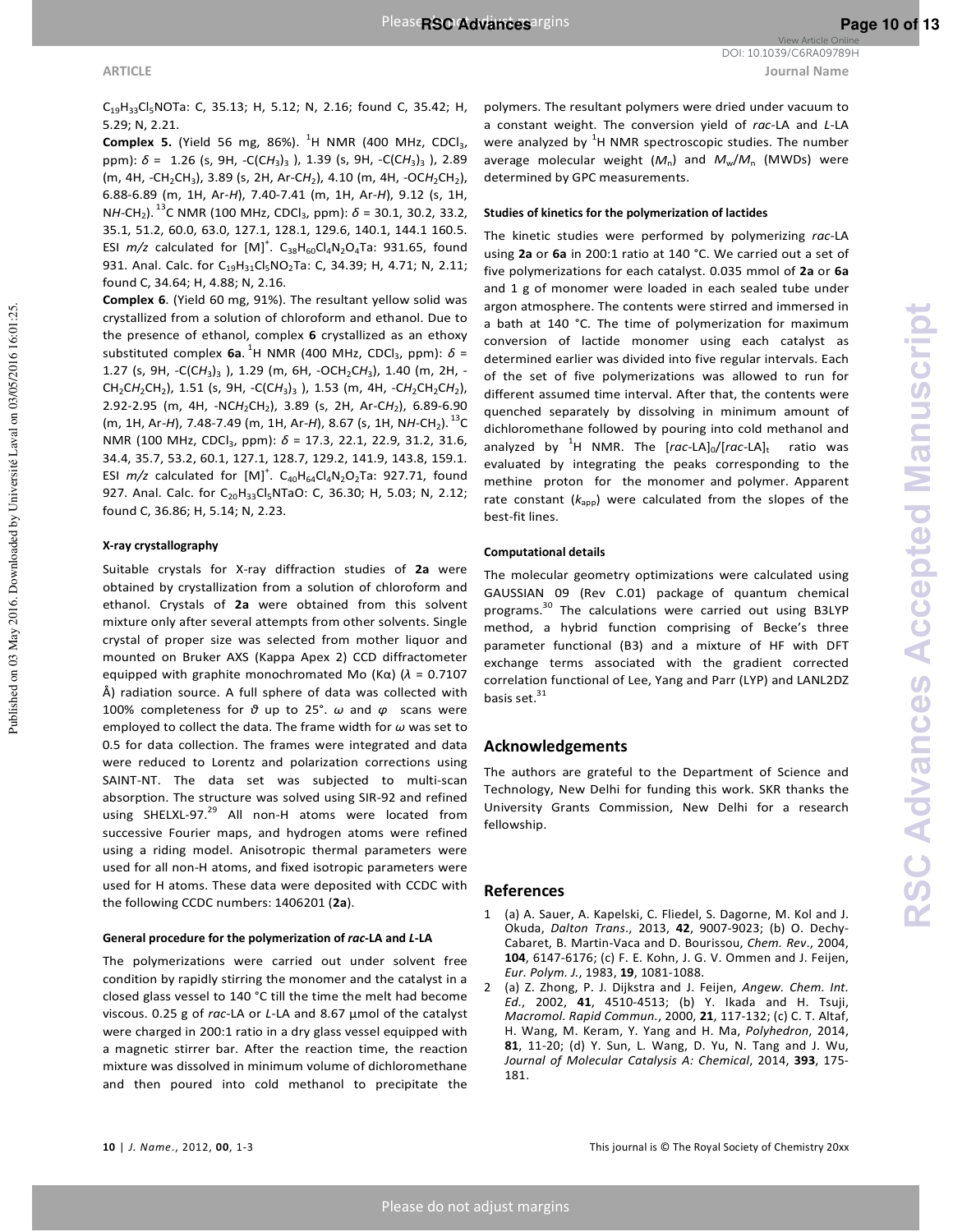$C_{19}H_{33}Cl_5NOTa$: C, 35.13; H, 5.12; N, 2.16; found C, 35.42; H, 5.29; N, 2.21.

**Complex 5.** (Yield 56 mg, 86%). $^1$H NMR (400 MHz, $CDCl_3$, ppm): $\delta$ = 1.26 (s, 9H, -C($CH_3$)$_3$ ), 1.39 (s, 9H, -C($CH_3$)$_3$ ), 2.89 (m, 4H, -$CH_2CH_3$), 3.89 (s, 2H, Ar-$CH_2$), 4.10 (m, 4H, -O$CH_2CH_2$), 6.88-6.89 (m, 1H, Ar-*H*), 7.40-7.41 (m, 1H, Ar-*H*), 9.12 (s, 1H, N*H*-$CH_2$). $^{13}$C NMR (100 MHz, $CDCl_3$, ppm): $\delta$ = 30.1, 30.2, 33.2, 35.1, 51.2, 60.0, 63.0, 127.1, 128.1, 129.6, 140.1, 144.1 160.5. ESI *m/z* calculated for $[M]^+$. $C_{38}H_{60}Cl_4N_2O_4Ta$: 931.65, found 931. Anal. Calc. for $C_{19}H_{31}Cl_5NO_2Ta$: C, 34.39; H, 4.71; N, 2.11; found C, 34.64; H, 4.88; N, 2.16.

**Complex 6**. (Yield 60 mg, 91%). The resultant yellow solid was crystallized from a solution of chloroform and ethanol. Due to the presence of ethanol, complex **6** crystallized as an ethoxy substituted complex **6a**. $^1$H NMR (400 MHz, $CDCl_3$, ppm): $\delta$ = 1.27 (s, 9H, -C($CH_3$)$_3$ ), 1.29 (m, 6H, -O$CH_2CH_3$), 1.40 (m, 2H, -$CH_2CH_2CH_2$), 1.51 (s, 9H, -C($CH_3$)$_3$ ), 1.53 (m, 4H, -$CH_2CH_2CH_2$), 2.92-2.95 (m, 4H, -N$CH_2CH_2$), 3.89 (s, 2H, Ar-$CH_2$), 6.89-6.90 (m, 1H, Ar-*H*), 7.48-7.49 (m, 1H, Ar-*H*), 8.67 (s, 1H, N*H*-$CH_2$). $^{13}$C NMR (100 MHz, $CDCl_3$, ppm): $\delta$ = 17.3, 22.1, 22.9, 31.2, 31.6, 34.4, 35.7, 53.2, 60.1, 127.1, 128.7, 129.2, 141.9, 143.8, 159.1. ESI *m/z* calculated for $[M]^+$. $C_{40}H_{64}Cl_4N_2O_2Ta$: 927.71, found 927. Anal. Calc. for $C_{20}H_{33}Cl_5NTaO$: C, 36.30; H, 5.03; N, 2.12; found C, 36.86; H, 5.14; N, 2.23.

#### X-ray crystallography

Suitable crystals for X-ray diffraction studies of **2a** were obtained by crystallization from a solution of chloroform and ethanol. Crystals of **2a** were obtained from this solvent mixture only after several attempts from other solvents. Single crystal of proper size was selected from mother liquor and mounted on Bruker AXS (Kappa Apex 2) CCD diffractometer equipped with graphite monochromated Mo (Kα) ($\lambda$ = 0.7107 Å) radiation source. A full sphere of data was collected with 100% completeness for $\vartheta$ up to 25°. $\omega$ and $\varphi$ scans were employed to collect the data. The frame width for $\omega$ was set to 0.5 for data collection. The frames were integrated and data were reduced to Lorentz and polarization corrections using SAINT-NT. The data set was subjected to multi-scan absorption. The structure was solved using SIR-92 and refined using SHELXL-97.[29] All non-H atoms were located from successive Fourier maps, and hydrogen atoms were refined using a riding model. Anisotropic thermal parameters were used for all non-H atoms, and fixed isotropic parameters were used for H atoms. These data were deposited with CCDC with the following CCDC numbers: 1406201 (**2a**).

#### General procedure for the polymerization of *rac*-LA and *L*-LA

The polymerizations were carried out under solvent free condition by rapidly stirring the monomer and the catalyst in a closed glass vessel to 140 °C till the time the melt had become viscous. 0.25 g of *rac*-LA or *L*-LA and 8.67 μmol of the catalyst were charged in 200:1 ratio in a dry glass vessel equipped with a magnetic stirrer bar. After the reaction time, the reaction mixture was dissolved in minimum volume of dichloromethane and then poured into cold methanol to precipitate the polymers. The resultant polymers were dried under vacuum to a constant weight. The conversion yield of *rac*-LA and *L*-LA were analyzed by $^1$H NMR spectroscopic studies. The number average molecular weight ($M_n$) and $M_w/M_n$ (MWDs) were determined by GPC measurements.

#### Studies of kinetics for the polymerization of lactides

The kinetic studies were performed by polymerizing *rac*-LA using **2a** or **6a** in 200:1 ratio at 140 °C. We carried out a set of five polymerizations for each catalyst. 0.035 mmol of **2a** or **6a** and 1 g of monomer were loaded in each sealed tube under argon atmosphere. The contents were stirred and immersed in a bath at 140 °C. The time of polymerization for maximum conversion of lactide monomer using each catalyst as determined earlier was divided into five regular intervals. Each of the set of five polymerizations was allowed to run for different assumed time interval. After that, the contents were quenched separately by dissolving in minimum amount of dichloromethane followed by pouring into cold methanol and analyzed by $^1$H NMR. The $[rac\text{-LA}]_0/[rac\text{-LA}]_t$ ratio was evaluated by integrating the peaks corresponding to the methine proton for the monomer and polymer. Apparent rate constant ($k_{app}$) were calculated from the slopes of the best-fit lines.

#### Computational details

The molecular geometry optimizations were calculated using GAUSSIAN 09 (Rev C.01) package of quantum chemical programs.[30] The calculations were carried out using B3LYP method, a hybrid function comprising of Becke's three parameter functional (B3) and a mixture of HF with DFT exchange terms associated with the gradient corrected correlation functional of Lee, Yang and Parr (LYP) and LANL2DZ basis set.[31]

## Acknowledgements

The authors are grateful to the Department of Science and Technology, New Delhi for funding this work. SKR thanks the University Grants Commission, New Delhi for a research fellowship.

## References

1 (a) A. Sauer, A. Kapelski, C. Fliedel, S. Dagorne, M. Kol and J. Okuda, *Dalton Trans*., 2013, **42**, 9007-9023; (b) O. Dechy-Cabaret, B. Martin-Vaca and D. Bourissou, *Chem. Rev*., 2004, **104**, 6147-6176; (c) F. E. Kohn, J. G. V. Ommen and J. Feijen, *Eur. Polym. J.*, 1983, **19**, 1081-1088.

2 (a) Z. Zhong, P. J. Dijkstra and J. Feijen, *Angew. Chem. Int. Ed*., 2002, **41**, 4510-4513; (b) Y. Ikada and H. Tsuji, *Macromol. Rapid Commun*., 2000, **21**, 117-132; (c) C. T. Altaf, H. Wang, M. Keram, Y. Yang and H. Ma, *Polyhedron*, 2014, **81**, 11-20; (d) Y. Sun, L. Wang, D. Yu, N. Tang and J. Wu, *Journal of Molecular Catalysis A: Chemical*, 2014, **393**, 175-181.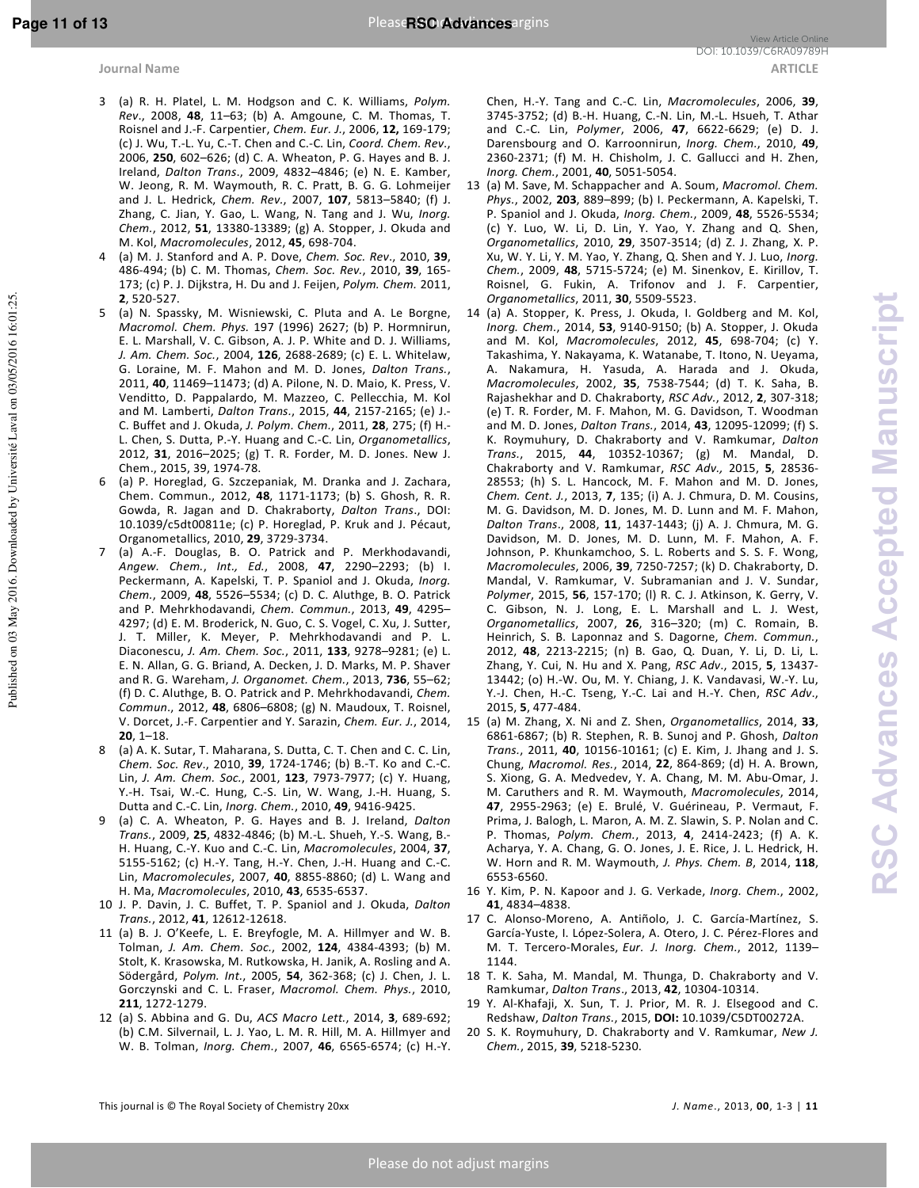3 (a) R. H. Platel, L. M. Hodgson and C. K. Williams, *Polym. Rev*., 2008, **48**, 11–63; (b) A. Amgoune, C. M. Thomas, T. Roisnel and J.-F. Carpentier, *Chem. Eur. J*., 2006, **12,** 169-179; (c) J. Wu, T.-L. Yu, C.-T. Chen and C.-C. Lin, *Coord. Chem. Rev*., 2006, **250**, 602–626; (d) C. A. Wheaton, P. G. Hayes and B. J. Ireland, *Dalton Trans*., 2009, 4832–4846; (e) N. E. Kamber, W. Jeong, R. M. Waymouth, R. C. Pratt, B. G. G. Lohmeijer and J. L. Hedrick, *Chem. Rev.*, 2007, **107**, 5813–5840; (f) J. Zhang, C. Jian, Y. Gao, L. Wang, N. Tang and J. Wu, *Inorg. Chem.*, 2012, **51**, 13380-13389; (g) A. Stopper, J. Okuda and M. Kol, *Macromolecules*, 2012, **45**, 698-704.

4 (a) M. J. Stanford and A. P. Dove, *Chem. Soc. Rev*., 2010, **39**, 486-494; (b) C. M. Thomas, *Chem. Soc. Rev.*, 2010, **39**, 165-173; (c) P. J. Dijkstra, H. Du and J. Feijen, *Polym. Chem.* 2011, **2**, 520-527.

5 (a) N. Spassky, M. Wisniewski, C. Pluta and A. Le Borgne, *Macromol. Chem. Phys.* 197 (1996) 2627; (b) P. Hormnirun, E. L. Marshall, V. C. Gibson, A. J. P. White and D. J. Williams, *J. Am. Chem. Soc.*, 2004, **126**, 2688-2689; (c) E. L. Whitelaw, G. Loraine, M. F. Mahon and M. D. Jones, *Dalton Trans.*, 2011, **40**, 11469–11473; (d) A. Pilone, N. D. Maio, K. Press, V. Venditto, D. Pappalardo, M. Mazzeo, C. Pellecchia, M. Kol and M. Lamberti, *Dalton Trans.*, 2015, **44**, 2157-2165; (e) J.-C. Buffet and J. Okuda, *J. Polym. Chem.*, 2011, **28**, 275; (f) H.-L. Chen, S. Dutta, P.-Y. Huang and C.-C. Lin, *Organometallics*, 2012, **31**, 2016–2025; (g) T. R. Forder, M. D. Jones. New J. Chem., 2015, 39, 1974-78.

6 (a) P. Horeglad, G. Szczepaniak, M. Dranka and J. Zachara, Chem. Commun., 2012, **48**, 1171-1173; (b) S. Ghosh, R. R. Gowda, R. Jagan and D. Chakraborty, *Dalton Trans*., DOI: 10.1039/c5dt00811e; (c) P. Horeglad, P. Kruk and J. Pécaut, Organometallics, 2010, **29**, 3729-3734.

7 (a) A.-F. Douglas, B. O. Patrick and P. Merkhodavandi, *Angew. Chem., Int., Ed.*, 2008, **47**, 2290–2293; (b) I. Peckermann, A. Kapelski, T. P. Spaniol and J. Okuda, *Inorg. Chem.*, 2009, **48**, 5526–5534; (c) D. C. Aluthge, B. O. Patrick and P. Mehrkhodavandi, *Chem. Commun.*, 2013, **49**, 4295–4297; (d) E. M. Broderick, N. Guo, C. S. Vogel, C. Xu, J. Sutter, J. T. Miller, K. Meyer, P. Mehrkhodavandi and P. L. Diaconescu, *J. Am. Chem. Soc.*, 2011, **133**, 9278–9281; (e) L. E. N. Allan, G. G. Briand, A. Decken, J. D. Marks, M. P. Shaver and R. G. Wareham, *J. Organomet. Chem.*, 2013, **736**, 55–62; (f) D. C. Aluthge, B. O. Patrick and P. Mehrkhodavandi, *Chem. Commun*., 2012, **48**, 6806–6808; (g) N. Maudoux, T. Roisnel, V. Dorcet, J.-F. Carpentier and Y. Sarazin, *Chem. Eur. J.*, 2014, **20**, 1–18.

8 (a) A. K. Sutar, T. Maharana, S. Dutta, C. T. Chen and C. C. Lin, *Chem. Soc. Rev*., 2010, **39**, 1724-1746; (b) B.-T. Ko and C.-C. Lin, *J. Am. Chem. Soc.*, 2001, **123**, 7973-7977; (c) Y. Huang, Y.-H. Tsai, W.-C. Hung, C.-S. Lin, W. Wang, J.-H. Huang, S. Dutta and C.-C. Lin, *Inorg. Chem.*, 2010, **49**, 9416-9425.

9 (a) C. A. Wheaton, P. G. Hayes and B. J. Ireland, *Dalton Trans.*, 2009, **25**, 4832-4846; (b) M.-L. Shueh, Y.-S. Wang, B.-H. Huang, C.-Y. Kuo and C.-C. Lin, *Macromolecules*, 2004, **37**, 5155-5162; (c) H.-Y. Tang, H.-Y. Chen, J.-H. Huang and C.-C. Lin, *Macromolecules*, 2007, **40**, 8855-8860; (d) L. Wang and H. Ma, *Macromolecules*, 2010, **43**, 6535-6537.

10 J. P. Davin, J. C. Buffet, T. P. Spaniol and J. Okuda, *Dalton Trans.*, 2012, **41**, 12612-12618.

11 (a) B. J. O'Keefe, L. E. Breyfogle, M. A. Hillmyer and W. B. Tolman, *J. Am. Chem. Soc.*, 2002, **124**, 4384-4393; (b) M. Stolt, K. Krasowska, M. Rutkowska, H. Janik, A. Rosling and A. Södergård, *Polym. Int.*, 2005, **54**, 362-368; (c) J. Chen, J. L. Gorczynski and C. L. Fraser, *Macromol. Chem. Phys.*, 2010, **211**, 1272-1279.

12 (a) S. Abbina and G. Du, *ACS Macro Lett.*, 2014, **3**, 689-692; (b) C.M. Silvernail, L. J. Yao, L. M. R. Hill, M. A. Hillmyer and W. B. Tolman, *Inorg. Chem.*, 2007, **46**, 6565-6574; (c) H.-Y. Chen, H.-Y. Tang and C.-C. Lin, *Macromolecules*, 2006, **39**, 3745-3752; (d) B.-H. Huang, C.-N. Lin, M.-L. Hsueh, T. Athar and C.-C. Lin, *Polymer*, 2006, **47**, 6622-6629; (e) D. J. Darensbourg and O. Karroonnirun, *Inorg. Chem.*, 2010, **49**, 2360-2371; (f) M. H. Chisholm, J. C. Gallucci and H. Zhen, *Inorg. Chem.*, 2001, **40**, 5051-5054.

13 (a) M. Save, M. Schappacher and A. Soum, *Macromol. Chem. Phys.*, 2002, **203**, 889–899; (b) I. Peckermann, A. Kapelski, T. P. Spaniol and J. Okuda, *Inorg. Chem.*, 2009, **48**, 5526-5534; (c) Y. Luo, W. Li, D. Lin, Y. Yao, Y. Zhang and Q. Shen, *Organometallics*, 2010, **29**, 3507-3514; (d) Z. J. Zhang, X. P. Xu, W. Y. Li, Y. M. Yao, Y. Zhang, Q. Shen and Y. J. Luo, *Inorg. Chem.*, 2009, **48**, 5715-5724; (e) M. Sinenkov, E. Kirillov, T. Roisnel, G. Fukin, A. Trifonov and J. F. Carpentier, *Organometallics*, 2011, **30**, 5509-5523.

14 (a) A. Stopper, K. Press, J. Okuda, I. Goldberg and M. Kol, *Inorg. Chem.*, 2014, **53**, 9140-9150; (b) A. Stopper, J. Okuda and M. Kol, *Macromolecules*, 2012, **45**, 698-704; (c) Y. Takashima, Y. Nakayama, K. Watanabe, T. Itono, N. Ueyama, A. Nakamura, H. Yasuda, A. Harada and J. Okuda, *Macromolecules*, 2002, **35**, 7538-7544; (d) T. K. Saha, B. Rajashekhar and D. Chakraborty, *RSC Adv.*, 2012, **2**, 307-318; (e) T. R. Forder, M. F. Mahon, M. G. Davidson, T. Woodman and M. D. Jones, *Dalton Trans.*, 2014, **43**, 12095-12099; (f) S. K. Roymuhury, D. Chakraborty and V. Ramkumar, *Dalton Trans.*, 2015, **44**, 10352-10367; (g) M. Mandal, D. Chakraborty and V. Ramkumar, *RSC Adv.,* 2015, **5**, 28536-28553; (h) S. L. Hancock, M. F. Mahon and M. D. Jones, *Chem. Cent. J.*, 2013, **7**, 135; (i) A. J. Chmura, D. M. Cousins, M. G. Davidson, M. D. Jones, M. D. Lunn and M. F. Mahon, *Dalton Trans*., 2008, **11**, 1437-1443; (j) A. J. Chmura, M. G. Davidson, M. D. Jones, M. D. Lunn, M. F. Mahon, A. F. Johnson, P. Khunkamchoo, S. L. Roberts and S. S. F. Wong, *Macromolecules*, 2006, **39**, 7250-7257; (k) D. Chakraborty, D. Mandal, V. Ramkumar, V. Subramanian and J. V. Sundar, *Polymer*, 2015, **56**, 157-170; (l) R. C. J. Atkinson, K. Gerry, V. C. Gibson, N. J. Long, E. L. Marshall and L. J. West, *Organometallics*, 2007, **26**, 316–320; (m) C. Romain, B. Heinrich, S. B. Laponnaz and S. Dagorne, *Chem. Commun.*, 2012, **48**, 2213-2215; (n) B. Gao, Q. Duan, Y. Li, D. Li, L. Zhang, Y. Cui, N. Hu and X. Pang, *RSC Adv*., 2015, **5**, 13437-13442; (o) H.-W. Ou, M. Y. Chiang, J. K. Vandavasi, W.-Y. Lu, Y.-J. Chen, H.-C. Tseng, Y.-C. Lai and H.-Y. Chen, *RSC Adv*., 2015, **5**, 477-484.

15 (a) M. Zhang, X. Ni and Z. Shen, *Organometallics*, 2014, **33**, 6861-6867; (b) R. Stephen, R. B. Sunoj and P. Ghosh, *Dalton Trans.*, 2011, **40**, 10156-10161; (c) E. Kim, J. Jhang and J. S. Chung, *Macromol. Res.*, 2014, **22**, 864-869; (d) H. A. Brown, S. Xiong, G. A. Medvedev, Y. A. Chang, M. M. Abu-Omar, J. M. Caruthers and R. M. Waymouth, *Macromolecules*, 2014, **47**, 2955-2963; (e) E. Brulé, V. Guérineau, P. Vermaut, F. Prima, J. Balogh, L. Maron, A. M. Z. Slawin, S. P. Nolan and C. P. Thomas, *Polym. Chem.*, 2013, **4**, 2414-2423; (f) A. K. Acharya, Y. A. Chang, G. O. Jones, J. E. Rice, J. L. Hedrick, H. W. Horn and R. M. Waymouth, *J. Phys. Chem. B*, 2014, **118**, 6553-6560.

16 Y. Kim, P. N. Kapoor and J. G. Verkade, *Inorg. Chem.*, 2002, **41**, 4834–4838.

17 C. Alonso-Moreno, A. Antiñolo, J. C. García-Martínez, S. García-Yuste, I. López-Solera, A. Otero, J. C. Pérez-Flores and M. T. Tercero-Morales, *Eur. J. Inorg. Chem.*, 2012, 1139–1144.

18 T. K. Saha, M. Mandal, M. Thunga, D. Chakraborty and V. Ramkumar, *Dalton Trans*., 2013, **42**, 10304-10314.

19 Y. Al-Khafaji, X. Sun, T. J. Prior, M. R. J. Elsegood and C. Redshaw, *Dalton Trans*., 2015, **DOI:** 10.1039/C5DT00272A.

20 S. K. Roymuhury, D. Chakraborty and V. Ramkumar, *New J. Chem.*, 2015, **39**, 5218-5230.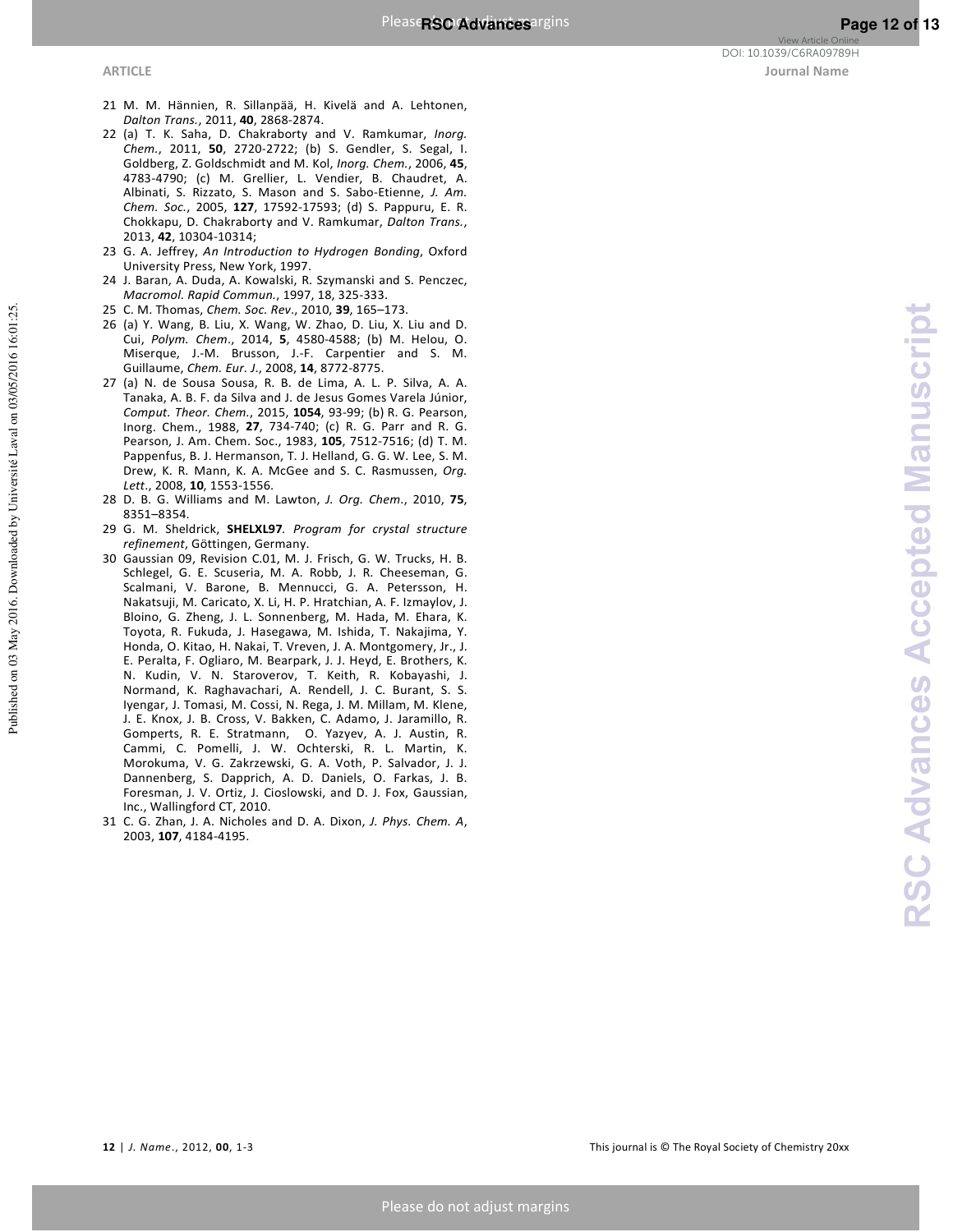21 M. M. Hännien, R. Sillanpää, H. Kivelä and A. Lehtonen, *Dalton Trans.*, 2011, **40**, 2868-2874.

22 (a) T. K. Saha, D. Chakraborty and V. Ramkumar, *Inorg. Chem.*, 2011, **50**, 2720-2722; (b) S. Gendler, S. Segal, I. Goldberg, Z. Goldschmidt and M. Kol, *Inorg. Chem.*, 2006, **45**, 4783-4790; (c) M. Grellier, L. Vendier, B. Chaudret, A. Albinati, S. Rizzato, S. Mason and S. Sabo-Etienne, *J. Am. Chem. Soc.*, 2005, **127**, 17592-17593; (d) S. Pappuru, E. R. Chokkapu, D. Chakraborty and V. Ramkumar, *Dalton Trans.*, 2013, **42**, 10304-10314;

23 G. A. Jeffrey, *An Introduction to Hydrogen Bonding*, Oxford University Press, New York, 1997.

24 J. Baran, A. Duda, A. Kowalski, R. Szymanski and S. Penczec, *Macromol. Rapid Commun.*, 1997, 18, 325-333.

25 C. M. Thomas, *Chem. Soc. Rev.*, 2010, **39**, 165–173.

26 (a) Y. Wang, B. Liu, X. Wang, W. Zhao, D. Liu, X. Liu and D. Cui, *Polym. Chem.*, 2014, **5**, 4580-4588; (b) M. Helou, O. Miserque, J.-M. Brusson, J.-F. Carpentier and S. M. Guillaume, *Chem. Eur. J.*, 2008, **14**, 8772-8775.

27 (a) N. de Sousa Sousa, R. B. de Lima, A. L. P. Silva, A. A. Tanaka, A. B. F. da Silva and J. de Jesus Gomes Varela Júnior, *Comput. Theor. Chem.*, 2015, **1054**, 93-99; (b) R. G. Pearson, Inorg. Chem., 1988, **27**, 734-740; (c) R. G. Parr and R. G. Pearson, J. Am. Chem. Soc., 1983, **105**, 7512-7516; (d) T. M. Pappenfus, B. J. Hermanson, T. J. Helland, G. G. W. Lee, S. M. Drew, K. R. Mann, K. A. McGee and S. C. Rasmussen, *Org. Lett.*, 2008, **10**, 1553-1556.

28 D. B. G. Williams and M. Lawton, *J. Org. Chem.*, 2010, **75**, 8351–8354.

29 G. M. Sheldrick, **SHELXL97**. *Program for crystal structure refinement*, Göttingen, Germany.

30 Gaussian 09, Revision C.01, M. J. Frisch, G. W. Trucks, H. B. Schlegel, G. E. Scuseria, M. A. Robb, J. R. Cheeseman, G. Scalmani, V. Barone, B. Mennucci, G. A. Petersson, H. Nakatsuji, M. Caricato, X. Li, H. P. Hratchian, A. F. Izmaylov, J. Bloino, G. Zheng, J. L. Sonnenberg, M. Hada, M. Ehara, K. Toyota, R. Fukuda, J. Hasegawa, M. Ishida, T. Nakajima, Y. Honda, O. Kitao, H. Nakai, T. Vreven, J. A. Montgomery, Jr., J. E. Peralta, F. Ogliaro, M. Bearpark, J. J. Heyd, E. Brothers, K. N. Kudin, V. N. Staroverov, T. Keith, R. Kobayashi, J. Normand, K. Raghavachari, A. Rendell, J. C. Burant, S. S. Iyengar, J. Tomasi, M. Cossi, N. Rega, J. M. Millam, M. Klene, J. E. Knox, J. B. Cross, V. Bakken, C. Adamo, J. Jaramillo, R. Gomperts, R. E. Stratmann, O. Yazyev, A. J. Austin, R. Cammi, C. Pomelli, J. W. Ochterski, R. L. Martin, K. Morokuma, V. G. Zakrzewski, G. A. Voth, P. Salvador, J. J. Dannenberg, S. Dapprich, A. D. Daniels, O. Farkas, J. B. Foresman, J. V. Ortiz, J. Cioslowski, and D. J. Fox, Gaussian, Inc., Wallingford CT, 2010.

31 C. G. Zhan, J. A. Nicholes and D. A. Dixon, *J. Phys. Chem. A*, 2003, **107**, 4184-4195.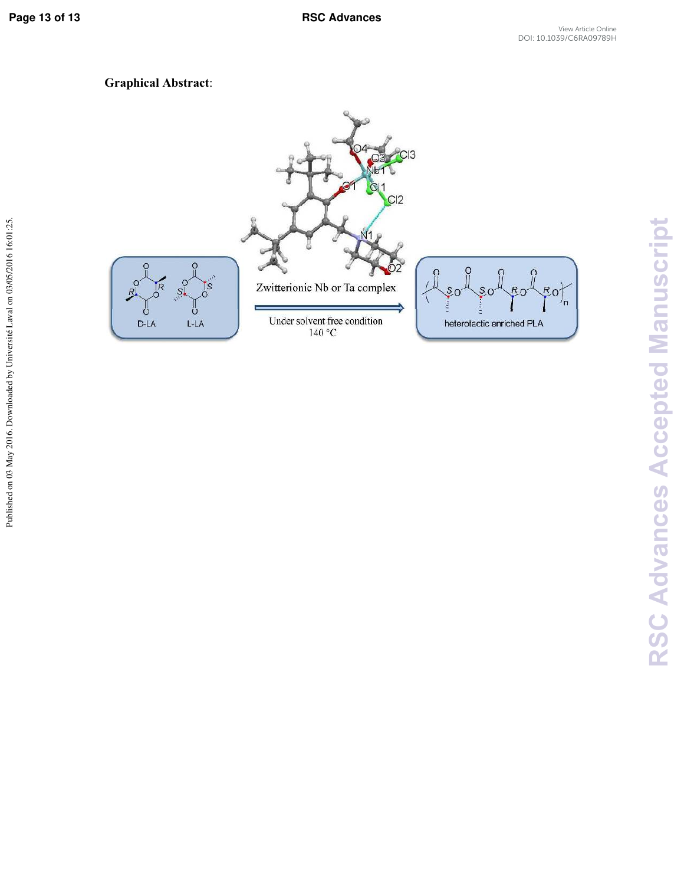**Graphical Abstract**:

Zwitterionic Nb or Ta complex

Under solvent free condition
140 °C

D-LA

L-LA

heterotactic enriched PLA